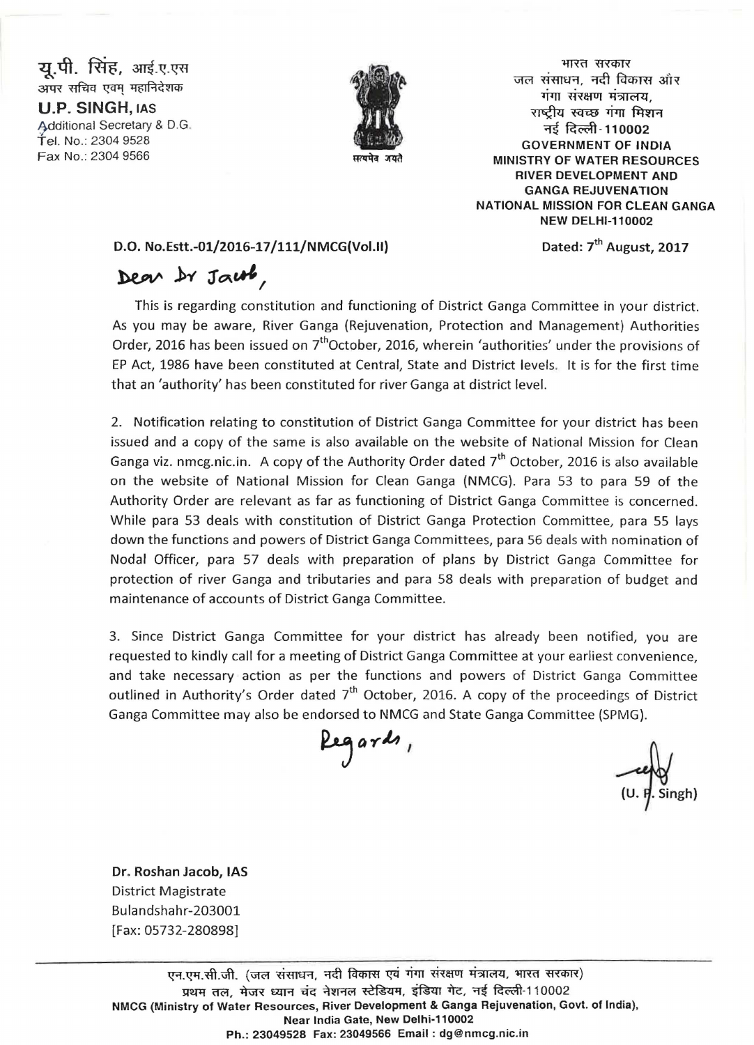यू.पी. सिंह, आई.ए.एस
अपर सचिव एवम् महानिदेशक
**U.P. SINGH, IAS**
Additional Secretary & D.G.
Tel. No.: 2304 9528
Fax No.: 2304 9566

सत्यमेव जयते

भारत सरकार
जल संसाधन, नदी विकास और
गंगा संरक्षण मंत्रालय,
राष्ट्रीय स्वच्छ गंगा मिशन
नई दिल्ली-110002
**GOVERNMENT OF INDIA**
**MINISTRY OF WATER RESOURCES**
**RIVER DEVELOPMENT AND**
**GANGA REJUVENATION**
**NATIONAL MISSION FOR CLEAN GANGA**
**NEW DELHI-110002**

**D.O. No.Estt.-01/2016-17/111/NMCG(Vol.II)** **Dated: 7th August, 2017**

Dear Dr Jacob,

This is regarding constitution and functioning of District Ganga Committee in your district. As you may be aware, River Ganga (Rejuvenation, Protection and Management) Authorities Order, 2016 has been issued on 7th October, 2016, wherein 'authorities' under the provisions of EP Act, 1986 have been constituted at Central, State and District levels. It is for the first time that an 'authority' has been constituted for river Ganga at district level.

2. Notification relating to constitution of District Ganga Committee for your district has been issued and a copy of the same is also available on the website of National Mission for Clean Ganga viz. nmcg.nic.in. A copy of the Authority Order dated 7th October, 2016 is also available on the website of National Mission for Clean Ganga (NMCG). Para 53 to para 59 of the Authority Order are relevant as far as functioning of District Ganga Committee is concerned. While para 53 deals with constitution of District Ganga Protection Committee, para 55 lays down the functions and powers of District Ganga Committees, para 56 deals with nomination of Nodal Officer, para 57 deals with preparation of plans by District Ganga Committee for protection of river Ganga and tributaries and para 58 deals with preparation of budget and maintenance of accounts of District Ganga Committee.

3. Since District Ganga Committee for your district has already been notified, you are requested to kindly call for a meeting of District Ganga Committee at your earliest convenience, and take necessary action as per the functions and powers of District Ganga Committee outlined in Authority's Order dated 7th October, 2016. A copy of the proceedings of District Ganga Committee may also be endorsed to NMCG and State Ganga Committee (SPMG).

Regards,

(U. P. Singh)

**Dr. Roshan Jacob, IAS**
District Magistrate
Bulandshahr-203001
[Fax: 05732-280898]

---

एन.एम.सी.जी. (जल संसाधन, नदी विकास एवं गंगा संरक्षण मंत्रालय, भारत सरकार)
प्रथम तल, मेजर ध्यान चंद नेशनल स्टेडियम, इंडिया गेट, नई दिल्ली-110002
**NMCG (Ministry of Water Resources, River Development & Ganga Rejuvenation, Govt. of India),**
**Near India Gate, New Delhi-110002**
**Ph.: 23049528 Fax: 23049566 Email : dg@nmcg.nic.in**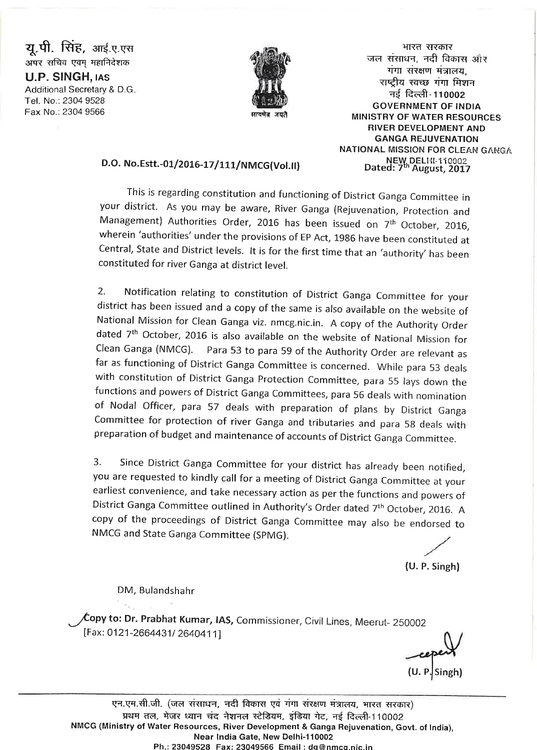**यू.पी. सिंह,** आई.ए.एस
अपर सचिव एवम् महानिदेशक
**U.P. SINGH, IAS**
Additional Secretary & D.G.
Tel. No.: 2304 9528
Fax No.: 2304 9566

सत्यमेव जयते

भारत सरकार
जल संसाधन, नदी विकास और
गंगा संरक्षण मंत्रालय,
राष्ट्रीय स्वच्छ गंगा मिशन
नई दिल्ली-110002
**GOVERNMENT OF INDIA**
**MINISTRY OF WATER RESOURCES**
**RIVER DEVELOPMENT AND**
**GANGA REJUVENATION**
**NATIONAL MISSION FOR CLEAN GANGA**
**NEW DELHI-110002**

**D.O. No.Estt.-01/2016-17/111/NMCG(Vol.II)**

**Dated: 7th August, 2017**

This is regarding constitution and functioning of District Ganga Committee in your district. As you may be aware, River Ganga (Rejuvenation, Protection and Management) Authorities Order, 2016 has been issued on 7th October, 2016, wherein 'authorities' under the provisions of EP Act, 1986 have been constituted at Central, State and District levels. It is for the first time that an 'authority' has been constituted for river Ganga at district level.

2. Notification relating to constitution of District Ganga Committee for your district has been issued and a copy of the same is also available on the website of National Mission for Clean Ganga viz. nmcg.nic.in. A copy of the Authority Order dated 7th October, 2016 is also available on the website of National Mission for Clean Ganga (NMCG). Para 53 to para 59 of the Authority Order are relevant as far as functioning of District Ganga Committee is concerned. While para 53 deals with constitution of District Ganga Protection Committee, para 55 lays down the functions and powers of District Ganga Committees, para 56 deals with nomination of Nodal Officer, para 57 deals with preparation of plans by District Ganga Committee for protection of river Ganga and tributaries and para 58 deals with preparation of budget and maintenance of accounts of District Ganga Committee.

3. Since District Ganga Committee for your district has already been notified, you are requested to kindly call for a meeting of District Ganga Committee at your earliest convenience, and take necessary action as per the functions and powers of District Ganga Committee outlined in Authority's Order dated 7th October, 2016. A copy of the proceedings of District Ganga Committee may also be endorsed to NMCG and State Ganga Committee (SPMG).

(U. P. Singh)

DM, Bulandshahr

**Copy to: Dr. Prabhat Kumar, IAS,** Commissioner, Civil Lines, Meerut- 250002
[Fax: 0121-2664431/ 2640411]

(U. P. Singh)

एन.एम.सी.जी. (जल संसाधन, नदी विकास एवं गंगा संरक्षण मंत्रालय, भारत सरकार)
प्रथम तल, मेजर ध्यान चंद नेशनल स्टेडियम, इंडिया गेट, नई दिल्ली-110002
**NMCG (Ministry of Water Resources, River Development & Ganga Rejuvenation, Govt. of India),**
**Near India Gate, New Delhi-110002**
**Ph.: 23049528 Fax: 23049566 Email : dg@nmcg.nic.in**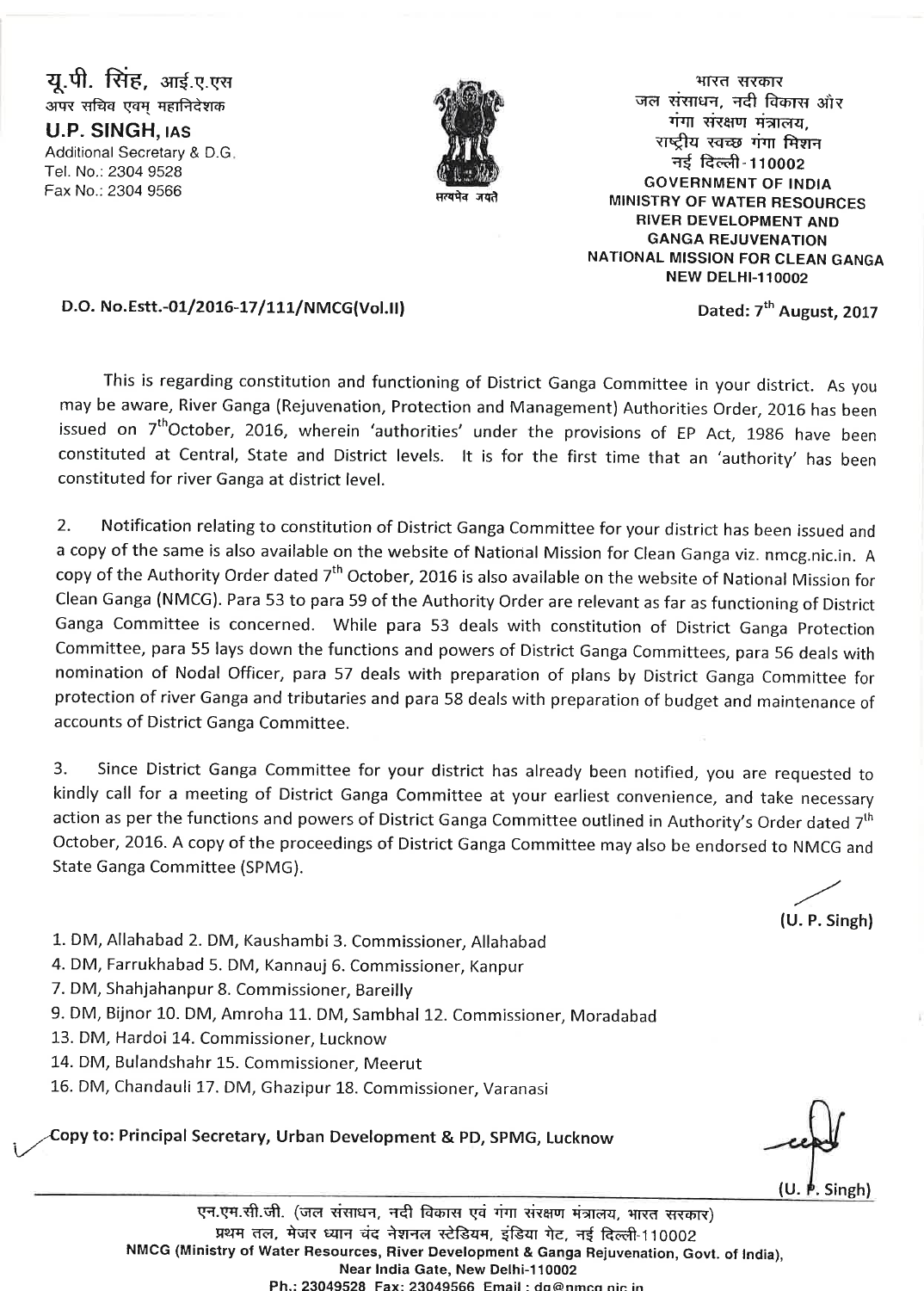यू.पी. सिंह, आई.ए.एस
अपर सचिव एवम् महानिदेशक
**U.P. SINGH, IAS**
Additional Secretary & D.G.
Tel. No.: 2304 9528
Fax No.: 2304 9566

सत्यमेव जयते

भारत सरकार
जल संसाधन, नदी विकास और
गंगा संरक्षण मंत्रालय,
राष्ट्रीय स्वच्छ गंगा मिशन
नई दिल्ली - 110002
**GOVERNMENT OF INDIA**
**MINISTRY OF WATER RESOURCES**
**RIVER DEVELOPMENT AND**
**GANGA REJUVENATION**
**NATIONAL MISSION FOR CLEAN GANGA**
**NEW DELHI-110002**

**D.O. No.Estt.-01/2016-17/111/NMCG(Vol.II)**

**Dated: 7th August, 2017**

This is regarding constitution and functioning of District Ganga Committee in your district. As you may be aware, River Ganga (Rejuvenation, Protection and Management) Authorities Order, 2016 has been issued on 7th October, 2016, wherein 'authorities' under the provisions of EP Act, 1986 have been constituted at Central, State and District levels. It is for the first time that an 'authority' has been constituted for river Ganga at district level.

2. Notification relating to constitution of District Ganga Committee for your district has been issued and a copy of the same is also available on the website of National Mission for Clean Ganga viz. nmcg.nic.in. A copy of the Authority Order dated 7th October, 2016 is also available on the website of National Mission for Clean Ganga (NMCG). Para 53 to para 59 of the Authority Order are relevant as far as functioning of District Ganga Committee is concerned. While para 53 deals with constitution of District Ganga Protection Committee, para 55 lays down the functions and powers of District Ganga Committees, para 56 deals with nomination of Nodal Officer, para 57 deals with preparation of plans by District Ganga Committee for protection of river Ganga and tributaries and para 58 deals with preparation of budget and maintenance of accounts of District Ganga Committee.

3. Since District Ganga Committee for your district has already been notified, you are requested to kindly call for a meeting of District Ganga Committee at your earliest convenience, and take necessary action as per the functions and powers of District Ganga Committee outlined in Authority's Order dated 7th October, 2016. A copy of the proceedings of District Ganga Committee may also be endorsed to NMCG and State Ganga Committee (SPMG).

**(U. P. Singh)**

1. DM, Allahabad 2. DM, Kaushambi 3. Commissioner, Allahabad
4. DM, Farrukhabad 5. DM, Kannauj 6. Commissioner, Kanpur
7. DM, Shahjahanpur 8. Commissioner, Bareilly
9. DM, Bijnor 10. DM, Amroha 11. DM, Sambhal 12. Commissioner, Moradabad
13. DM, Hardoi 14. Commissioner, Lucknow
14. DM, Bulandshahr 15. Commissioner, Meerut
16. DM, Chandauli 17. DM, Ghazipur 18. Commissioner, Varanasi

**Copy to: Principal Secretary, Urban Development & PD, SPMG, Lucknow**

**(U. P. Singh)**

एन.एम.सी.जी. (जल संसाधन, नदी विकास एवं गंगा संरक्षण मंत्रालय, भारत सरकार)
प्रथम तल, मेजर ध्यान चंद नेशनल स्टेडियम, इंडिया गेट, नई दिल्ली-110002
**NMCG (Ministry of Water Resources, River Development & Ganga Rejuvenation, Govt. of India),**
**Near India Gate, New Delhi-110002**
**Ph.: 23049528 Fax: 23049566 Email : dg@nmcg.nic.in**